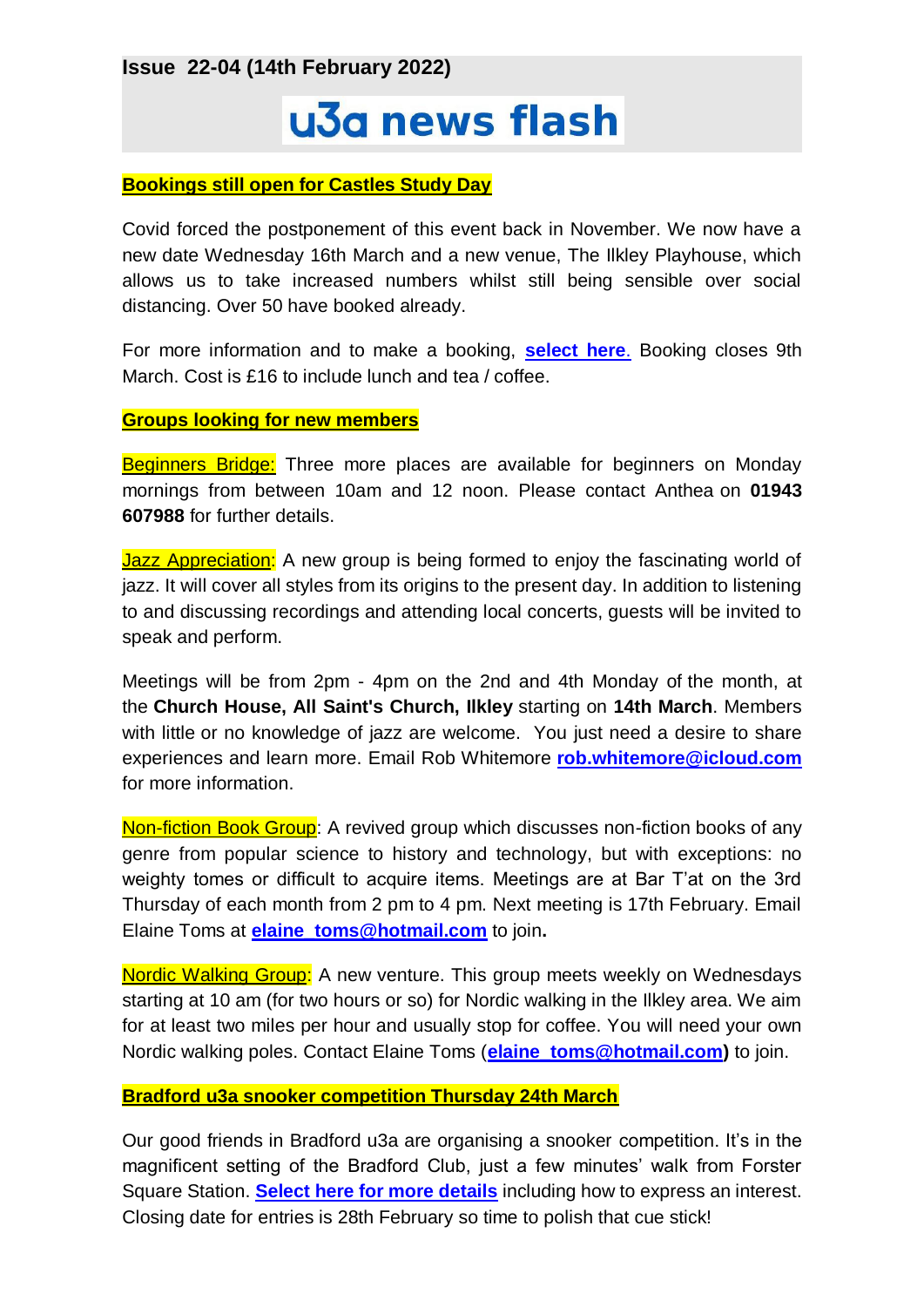**Issue 22-04 (14th February 2022)**

# u3a news flash

## Bookings still open for Castles Study Day

Covid forced the postponement of this event back in November. We now have a new date Wednesday 16th March and a new venue, The Ilkley Playhouse, which allows us to take increased numbers whilst still being sensible over social distancing. Over 50 have booked already.

For more information and to make a booking, **select here.** Booking closes 9th March. Cost is £16 to include lunch and tea / coffee.

## Groups looking for new members

Beginners Bridge: Three more places are available for beginners on Monday mornings from between 10am and 12 noon. Please contact Anthea on **01943 607988** for further details.

Jazz Appreciation: A new group is being formed to enjoy the fascinating world of jazz. It will cover all styles from its origins to the present day. In addition to listening to and discussing recordings and attending local concerts, guests will be invited to speak and perform.

Meetings will be from 2pm - 4pm on the 2nd and 4th Monday of the month, at the **Church House, All Saint's Church, Ilkley** starting on **14th March**. Members with little or no knowledge of jazz are welcome. You just need a desire to share experiences and learn more. Email Rob Whitemore **rob.whitemore@icloud.com** for more information.

Non-fiction Book Group: A revived group which discusses non-fiction books of any genre from popular science to history and technology, but with exceptions: no weighty tomes or difficult to acquire items. Meetings are at Bar T'at on the 3rd Thursday of each month from 2 pm to 4 pm. Next meeting is 17th February. Email Elaine Toms at **elaine_toms@hotmail.com** to join**.**

Nordic Walking Group: A new venture. This group meets weekly on Wednesdays starting at 10 am (for two hours or so) for Nordic walking in the Ilkley area. We aim for at least two miles per hour and usually stop for coffee. You will need your own Nordic walking poles. Contact Elaine Toms (**elaine_toms@hotmail.com)** to join.

## Bradford u3a snooker competition Thursday 24th March

Our good friends in Bradford u3a are organising a snooker competition. It's in the magnificent setting of the Bradford Club, just a few minutes' walk from Forster Square Station. **Select here for more details** including how to express an interest. Closing date for entries is 28th February so time to polish that cue stick!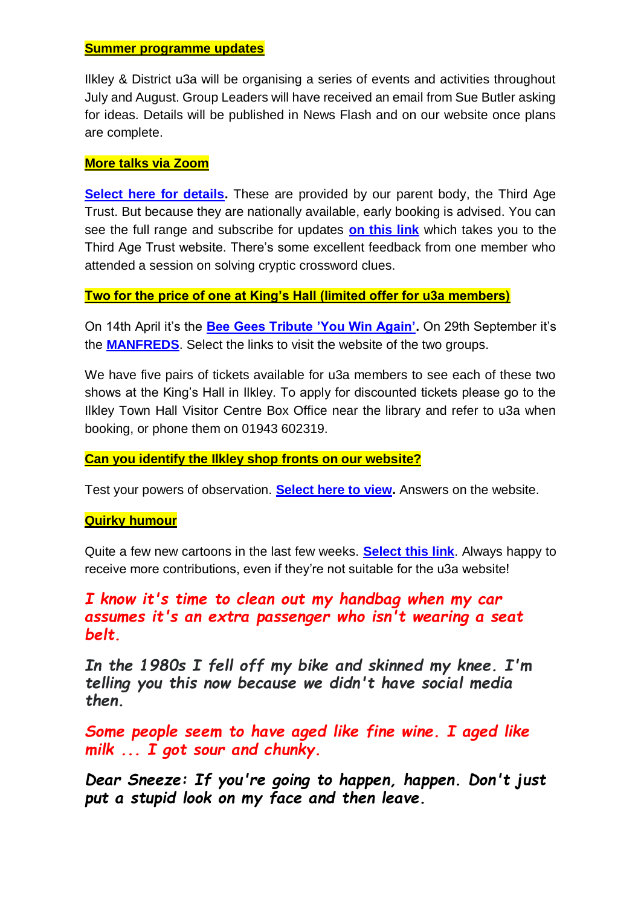## Summer programme updates

Ilkley & District u3a will be organising a series of events and activities throughout July and August. Group Leaders will have received an email from Sue Butler asking for ideas. Details will be published in News Flash and on our website once plans are complete.

## More talks via Zoom

**Select here for details.** These are provided by our parent body, the Third Age Trust. But because they are nationally available, early booking is advised. You can see the full range and subscribe for updates **on this link** which takes you to the Third Age Trust website. There's some excellent feedback from one member who attended a session on solving cryptic crossword clues.

## Two for the price of one at King's Hall (limited offer for u3a members)

On 14th April it's the **Bee Gees Tribute 'You Win Again'.** On 29th September it's the **MANFREDS**. Select the links to visit the website of the two groups.

We have five pairs of tickets available for u3a members to see each of these two shows at the King's Hall in Ilkley. To apply for discounted tickets please go to the Ilkley Town Hall Visitor Centre Box Office near the library and refer to u3a when booking, or phone them on 01943 602319.

## Can you identify the Ilkley shop fronts on our website?

Test your powers of observation. **Select here to view.** Answers on the website.

## Quirky humour

Quite a few new cartoons in the last few weeks. **Select this link**. Always happy to receive more contributions, even if they're not suitable for the u3a website!

***I know it's time to clean out my handbag when my car assumes it's an extra passenger who isn't wearing a seat belt.***

***In the 1980s I fell off my bike and skinned my knee. I'm telling you this now because we didn't have social media then.***

***Some people seem to have aged like fine wine. I aged like milk ... I got sour and chunky.***

***Dear Sneeze: If you're going to happen, happen. Don't just put a stupid look on my face and then leave.***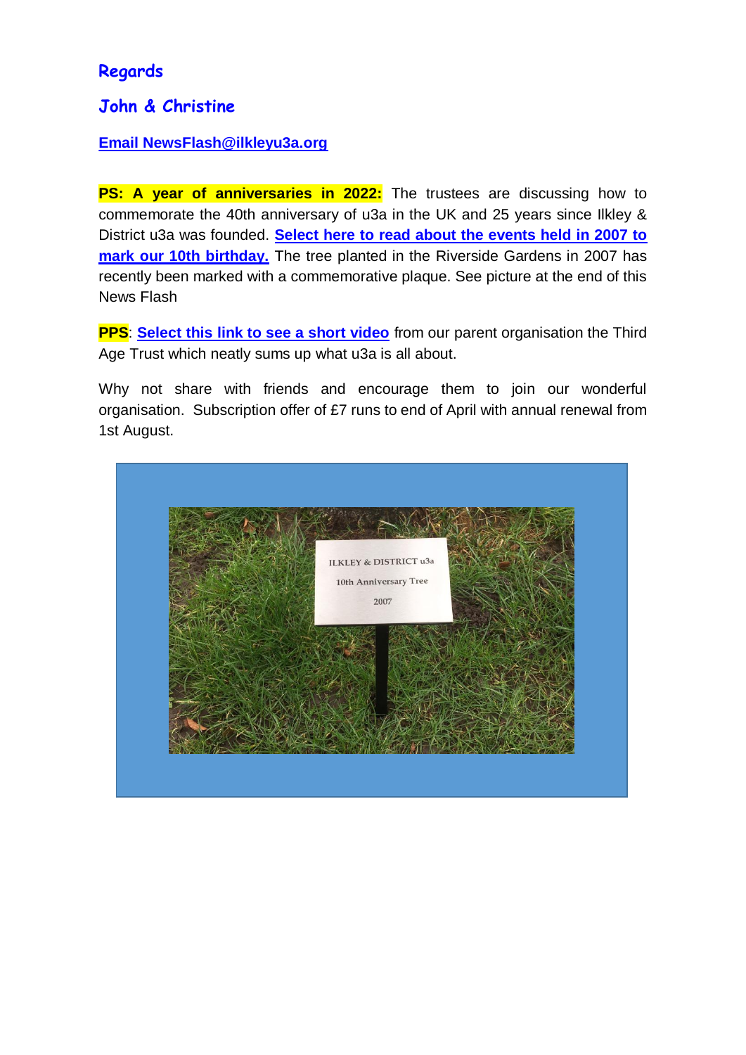**Regards**

**John & Christine**

**Email NewsFlash@ilkleyu3a.org**

**PS: A year of anniversaries in 2022:** The trustees are discussing how to commemorate the 40th anniversary of u3a in the UK and 25 years since Ilkley & District u3a was founded. **Select here to read about the events held in 2007 to mark our 10th birthday.** The tree planted in the Riverside Gardens in 2007 has recently been marked with a commemorative plaque. See picture at the end of this News Flash

**PPS**: **Select this link to see a short video** from our parent organisation the Third Age Trust which neatly sums up what u3a is all about.

Why not share with friends and encourage them to join our wonderful organisation. Subscription offer of £7 runs to end of April with annual renewal from 1st August.